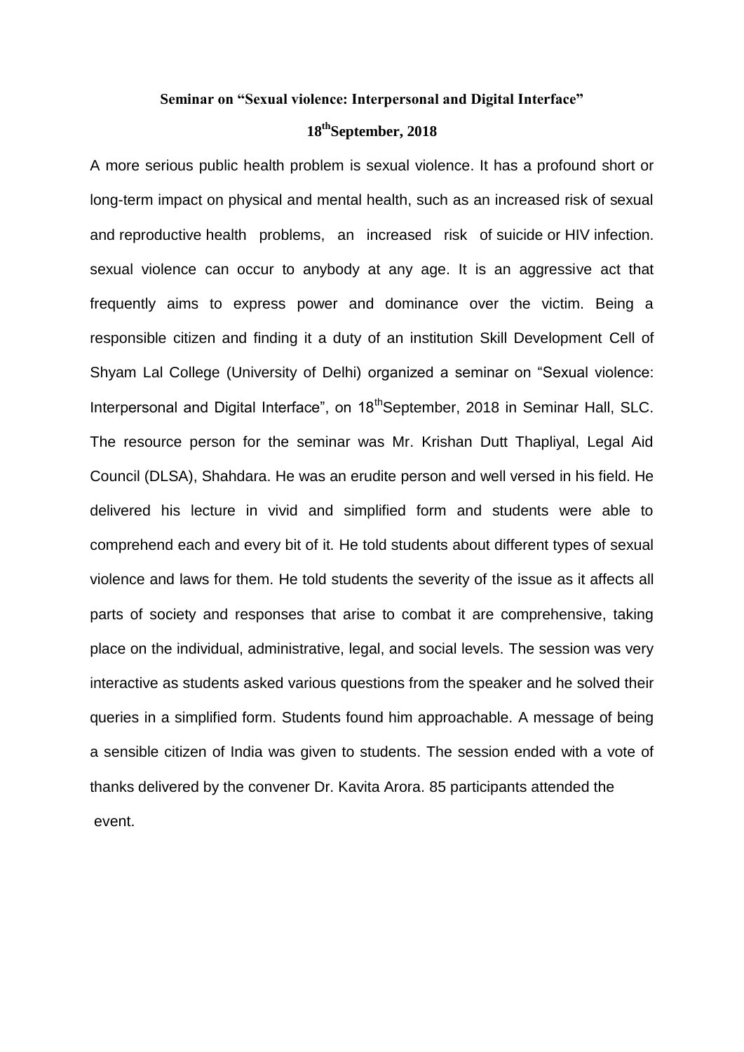**Seminar on "Sexual violence: Interpersonal and Digital Interface"**

**18th September, 2018**

A more serious public health problem is sexual violence. It has a profound short or long-term impact on physical and mental health, such as an increased risk of sexual and reproductive health problems, an increased risk of suicide or HIV infection. sexual violence can occur to anybody at any age. It is an aggressive act that frequently aims to express power and dominance over the victim. Being a responsible citizen and finding it a duty of an institution Skill Development Cell of Shyam Lal College (University of Delhi) organized a seminar on "Sexual violence: Interpersonal and Digital Interface", on 18th September, 2018 in Seminar Hall, SLC. The resource person for the seminar was Mr. Krishan Dutt Thapliyal, Legal Aid Council (DLSA), Shahdara. He was an erudite person and well versed in his field. He delivered his lecture in vivid and simplified form and students were able to comprehend each and every bit of it. He told students about different types of sexual violence and laws for them. He told students the severity of the issue as it affects all parts of society and responses that arise to combat it are comprehensive, taking place on the individual, administrative, legal, and social levels. The session was very interactive as students asked various questions from the speaker and he solved their queries in a simplified form. Students found him approachable. A message of being a sensible citizen of India was given to students. The session ended with a vote of thanks delivered by the convener Dr. Kavita Arora. 85 participants attended the event.